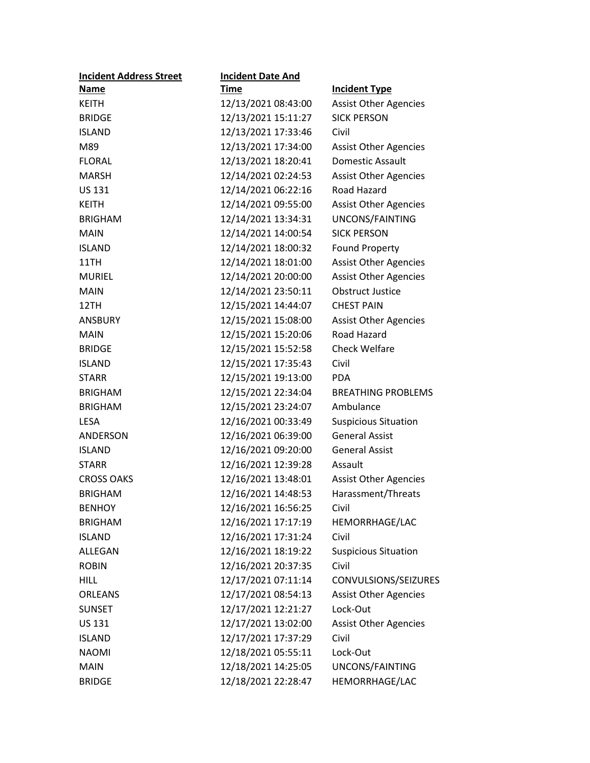| Incident Address Street Name | Incident Date And Time | Incident Type |
|---|---|---|
| KEITH | 12/13/2021 08:43:00 | Assist Other Agencies |
| BRIDGE | 12/13/2021 15:11:27 | SICK PERSON |
| ISLAND | 12/13/2021 17:33:46 | Civil |
| M89 | 12/13/2021 17:34:00 | Assist Other Agencies |
| FLORAL | 12/13/2021 18:20:41 | Domestic Assault |
| MARSH | 12/14/2021 02:24:53 | Assist Other Agencies |
| US 131 | 12/14/2021 06:22:16 | Road Hazard |
| KEITH | 12/14/2021 09:55:00 | Assist Other Agencies |
| BRIGHAM | 12/14/2021 13:34:31 | UNCONS/FAINTING |
| MAIN | 12/14/2021 14:00:54 | SICK PERSON |
| ISLAND | 12/14/2021 18:00:32 | Found Property |
| 11TH | 12/14/2021 18:01:00 | Assist Other Agencies |
| MURIEL | 12/14/2021 20:00:00 | Assist Other Agencies |
| MAIN | 12/14/2021 23:50:11 | Obstruct Justice |
| 12TH | 12/15/2021 14:44:07 | CHEST PAIN |
| ANSBURY | 12/15/2021 15:08:00 | Assist Other Agencies |
| MAIN | 12/15/2021 15:20:06 | Road Hazard |
| BRIDGE | 12/15/2021 15:52:58 | Check Welfare |
| ISLAND | 12/15/2021 17:35:43 | Civil |
| STARR | 12/15/2021 19:13:00 | PDA |
| BRIGHAM | 12/15/2021 22:34:04 | BREATHING PROBLEMS |
| BRIGHAM | 12/15/2021 23:24:07 | Ambulance |
| LESA | 12/16/2021 00:33:49 | Suspicious Situation |
| ANDERSON | 12/16/2021 06:39:00 | General Assist |
| ISLAND | 12/16/2021 09:20:00 | General Assist |
| STARR | 12/16/2021 12:39:28 | Assault |
| CROSS OAKS | 12/16/2021 13:48:01 | Assist Other Agencies |
| BRIGHAM | 12/16/2021 14:48:53 | Harassment/Threats |
| BENHOY | 12/16/2021 16:56:25 | Civil |
| BRIGHAM | 12/16/2021 17:17:19 | HEMORRHAGE/LAC |
| ISLAND | 12/16/2021 17:31:24 | Civil |
| ALLEGAN | 12/16/2021 18:19:22 | Suspicious Situation |
| ROBIN | 12/16/2021 20:37:35 | Civil |
| HILL | 12/17/2021 07:11:14 | CONVULSIONS/SEIZURES |
| ORLEANS | 12/17/2021 08:54:13 | Assist Other Agencies |
| SUNSET | 12/17/2021 12:21:27 | Lock-Out |
| US 131 | 12/17/2021 13:02:00 | Assist Other Agencies |
| ISLAND | 12/17/2021 17:37:29 | Civil |
| NAOMI | 12/18/2021 05:55:11 | Lock-Out |
| MAIN | 12/18/2021 14:25:05 | UNCONS/FAINTING |
| BRIDGE | 12/18/2021 22:28:47 | HEMORRHAGE/LAC |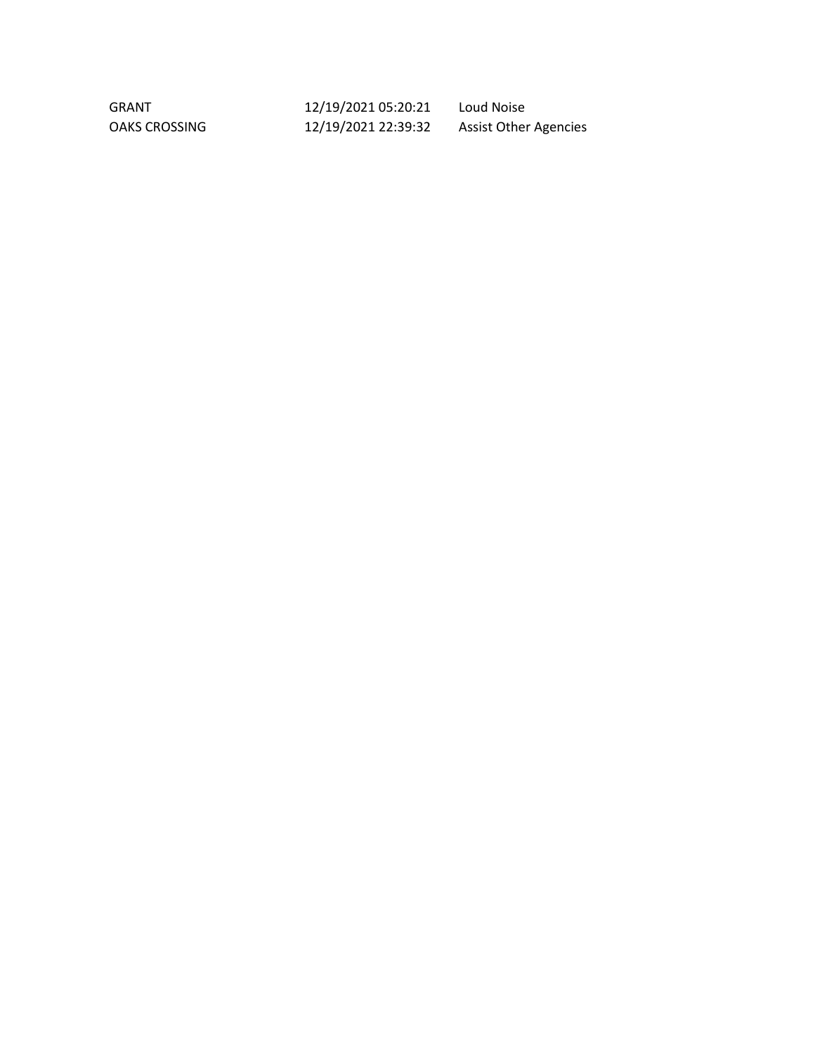| | | |
|---|---|---|
| GRANT | 12/19/2021 05:20:21 | Loud Noise |
| OAKS CROSSING | 12/19/2021 22:39:32 | Assist Other Agencies |